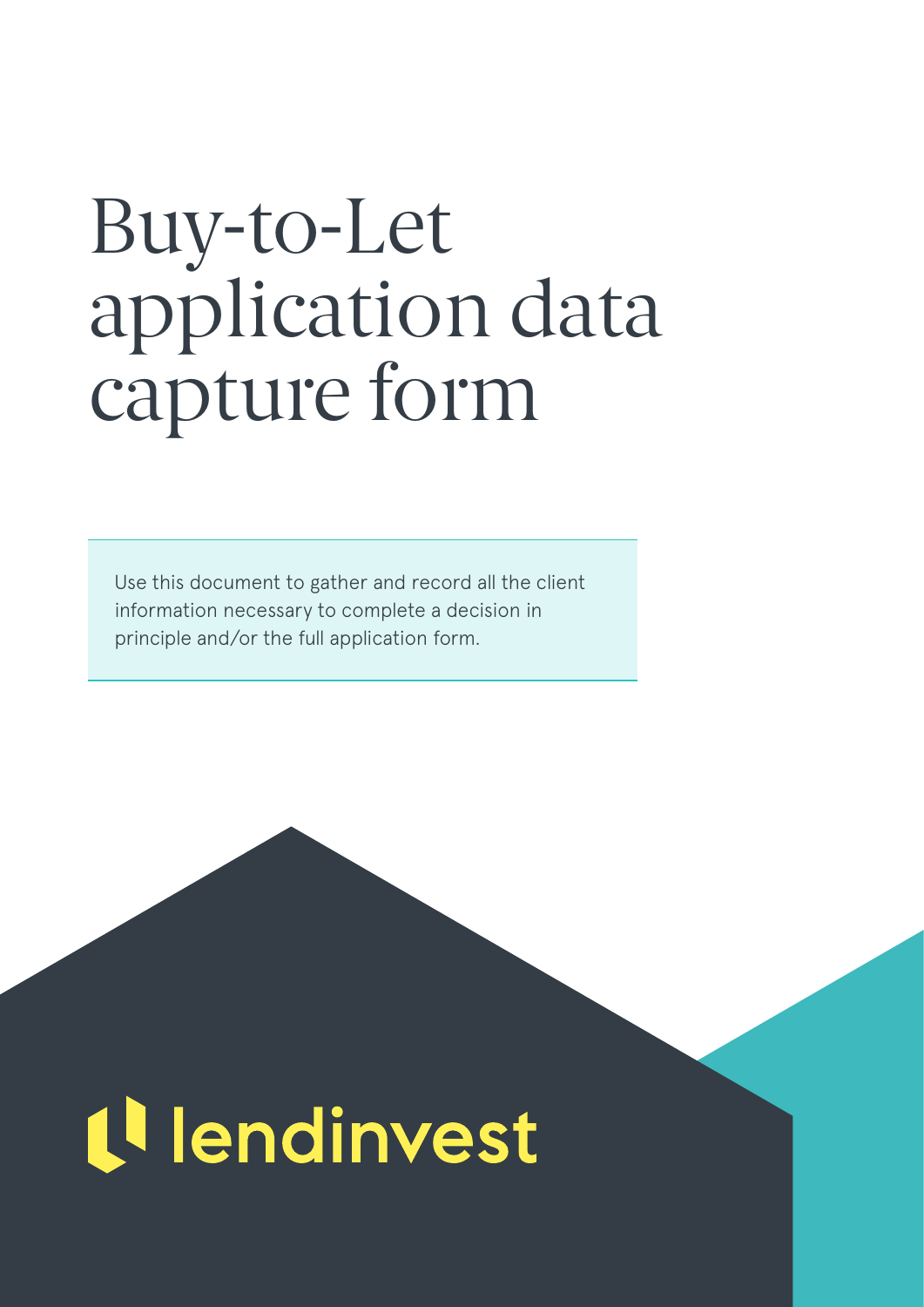# Buy-to-Let application data capture form

Use this document to gather and record all the client information necessary to complete a decision in principle and/or the full application form.

lendinvest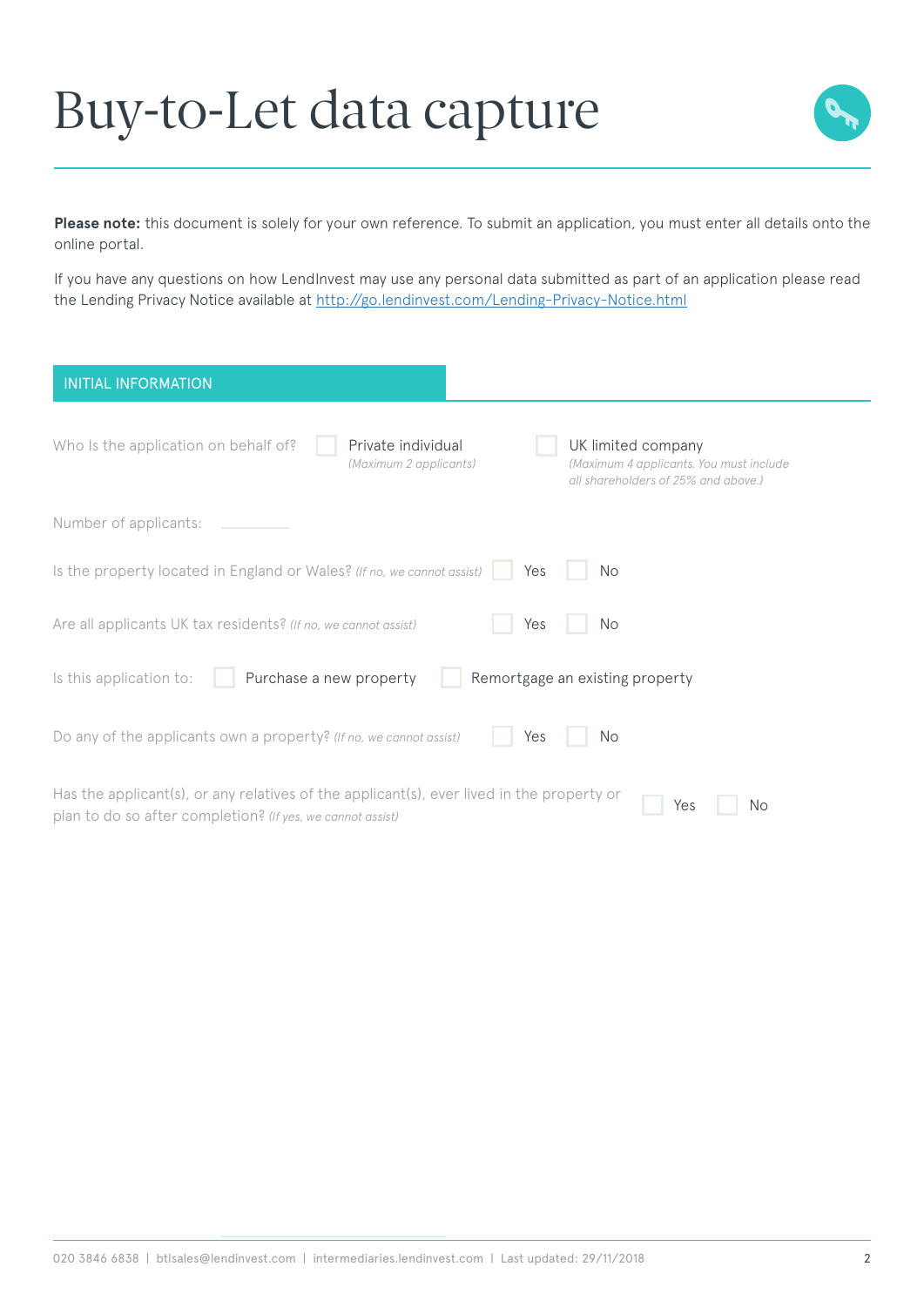# Buy-to-Let data capture

**Please note:** this document is solely for your own reference. To submit an application, you must enter all details onto the online portal.

If you have any questions on how LendInvest may use any personal data submitted as part of an application please read the Lending Privacy Notice available at [http://go.lendinvest.com/Lending-Privacy-Notice.html](http://go.lendinvest.com/Lending-Privacy-Notice.html)

## INITIAL INFORMATION

Who Is the application on behalf of?
- ☐ Private individual *(Maximum 2 applicants)*
- ☐ UK limited company *(Maximum 4 applicants. You must include all shareholders of 25% and above.)*

Number of applicants: ________

Is the property located in England or Wales? *(If no, we cannot assist)* ☐ Yes ☐ No

Are all applicants UK tax residents? *(If no, we cannot assist)* ☐ Yes ☐ No

Is this application to: ☐ Purchase a new property ☐ Remortgage an existing property

Do any of the applicants own a property? *(If no, we cannot assist)* ☐ Yes ☐ No

Has the applicant(s), or any relatives of the applicant(s), ever lived in the property or plan to do so after completion? *(If yes, we cannot assist)* ☐ Yes ☐ No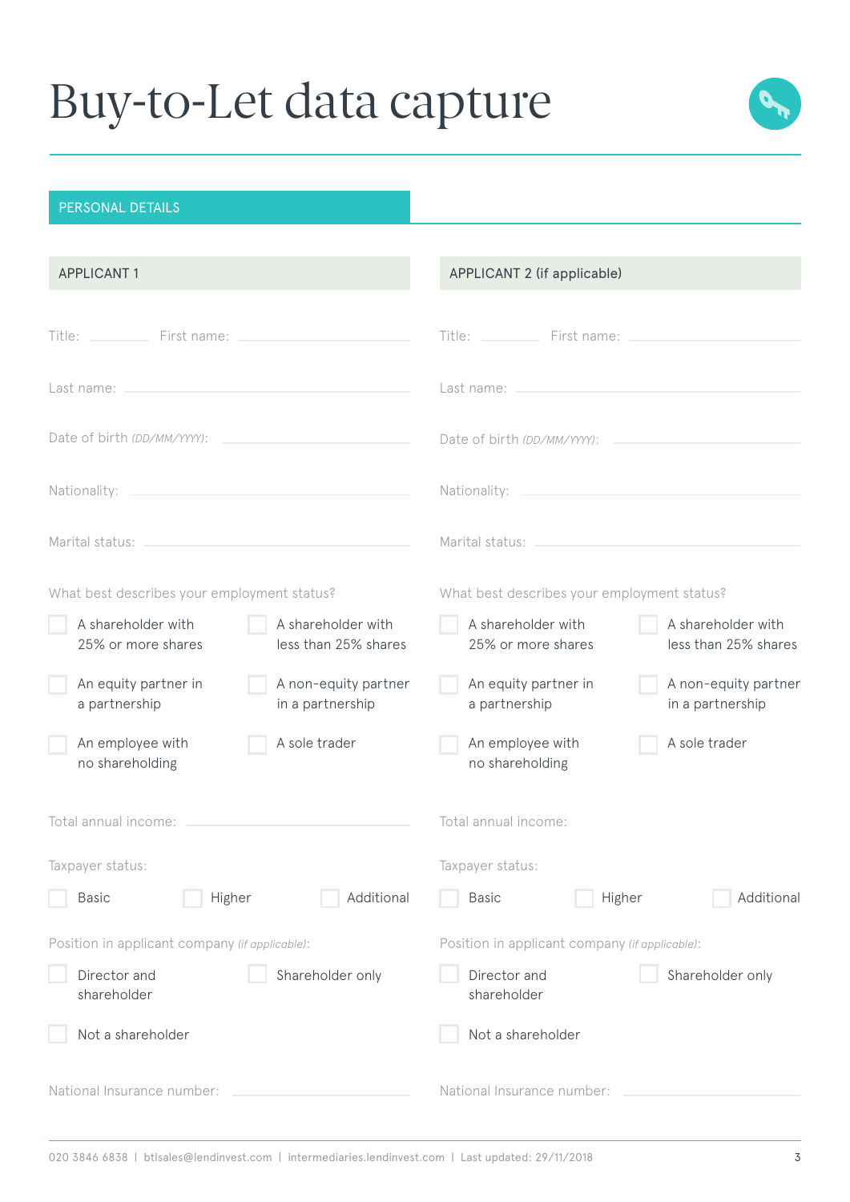# Buy-to-Let data capture

## PERSONAL DETAILS

### APPLICANT 1

Title: ________ First name: ________________

Last name: ________________

Date of birth *(DD/MM/YYYY)*: ________________

Nationality: ________________

Marital status: ________________

What best describes your employment status?

- [ ] A shareholder with 25% or more shares
- [ ] A shareholder with less than 25% shares
- [ ] An equity partner in a partnership
- [ ] A non-equity partner in a partnership
- [ ] An employee with no shareholding
- [ ] A sole trader

Total annual income: ________________

Taxpayer status:

- [ ] Basic
- [ ] Higher
- [ ] Additional

Position in applicant company *(if applicable)*:

- [ ] Director and shareholder
- [ ] Shareholder only
- [ ] Not a shareholder

National Insurance number: ________________

### APPLICANT 2 (if applicable)

Title: ________ First name: ________________

Last name: ________________

Date of birth *(DD/MM/YYYY)*: ________________

Nationality: ________________

Marital status: ________________

What best describes your employment status?

- [ ] A shareholder with 25% or more shares
- [ ] A shareholder with less than 25% shares
- [ ] An equity partner in a partnership
- [ ] A non-equity partner in a partnership
- [ ] An employee with no shareholding
- [ ] A sole trader

Total annual income:

Taxpayer status:

- [ ] Basic
- [ ] Higher
- [ ] Additional

Position in applicant company *(if applicable)*:

- [ ] Director and shareholder
- [ ] Shareholder only
- [ ] Not a shareholder

National Insurance number: ________________

020 3846 6838 | btlsales@lendinvest.com | intermediaries.lendinvest.com | Last updated: 29/11/2018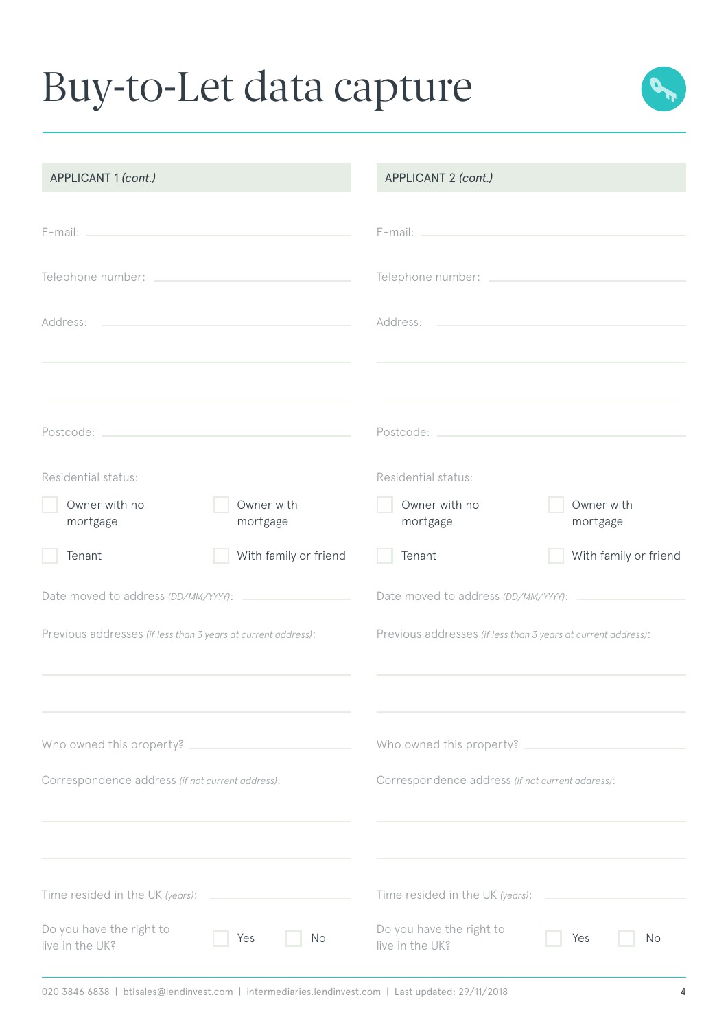# Buy-to-Let data capture

## APPLICANT 1 *(cont.)*

E-mail:

Telephone number:

Address:

Postcode:

Residential status:

- ☐ Owner with no mortgage
- ☐ Owner with mortgage
- ☐ Tenant
- ☐ With family or friend

Date moved to address *(DD/MM/YYYY)*:

Previous addresses *(if less than 3 years at current address)*:

Who owned this property?

Correspondence address *(if not current address)*:

Time resided in the UK *(years)*:

Do you have the right to live in the UK? ☐ Yes ☐ No

## APPLICANT 2 *(cont.)*

E-mail:

Telephone number:

Address:

Postcode:

Residential status:

- ☐ Owner with no mortgage
- ☐ Owner with mortgage
- ☐ Tenant
- ☐ With family or friend

Date moved to address *(DD/MM/YYYY)*:

Previous addresses *(if less than 3 years at current address)*:

Who owned this property?

Correspondence address *(if not current address)*:

Time resided in the UK *(years)*:

Do you have the right to live in the UK? ☐ Yes ☐ No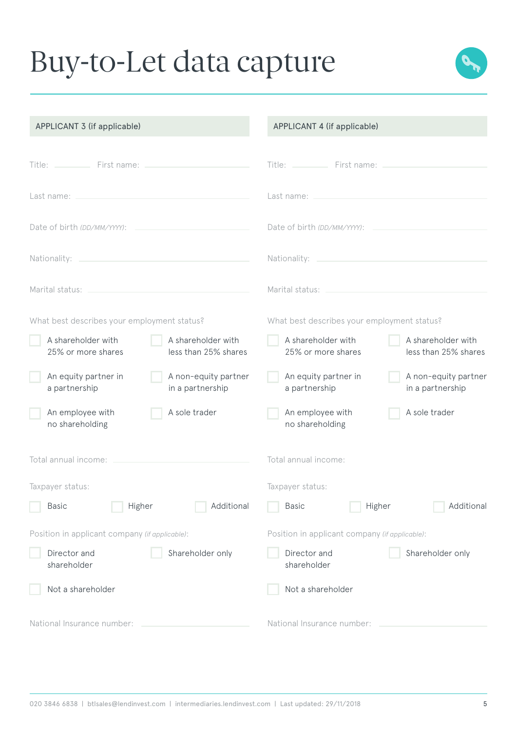# Buy-to-Let data capture

## APPLICANT 3 (if applicable)

Title: ________ First name: ________________

Last name: ________________________________

Date of birth *(DD/MM/YYYY)*: ________________

Nationality: ________________________________

Marital status: ________________________________

What best describes your employment status?

- ☐ A shareholder with 25% or more shares
- ☐ A shareholder with less than 25% shares
- ☐ An equity partner in a partnership
- ☐ A non-equity partner in a partnership
- ☐ An employee with no shareholding
- ☐ A sole trader

Total annual income: ________________________

Taxpayer status:

- ☐ Basic
- ☐ Higher
- ☐ Additional

Position in applicant company *(if applicable)*:

- ☐ Director and shareholder
- ☐ Shareholder only
- ☐ Not a shareholder

National Insurance number: ________________________

## APPLICANT 4 (if applicable)

Title: ________ First name: ________________

Last name: ________________________________

Date of birth *(DD/MM/YYYY)*: ________________

Nationality: ________________________________

Marital status: ________________________________

What best describes your employment status?

- ☐ A shareholder with 25% or more shares
- ☐ A shareholder with less than 25% shares
- ☐ An equity partner in a partnership
- ☐ A non-equity partner in a partnership
- ☐ An employee with no shareholding
- ☐ A sole trader

Total annual income:

Taxpayer status:

- ☐ Basic
- ☐ Higher
- ☐ Additional

Position in applicant company *(if applicable)*:

- ☐ Director and shareholder
- ☐ Shareholder only
- ☐ Not a shareholder

National Insurance number: ________________________

020 3846 6838 | btlsales@lendinvest.com | intermediaries.lendinvest.com | Last updated: 29/11/2018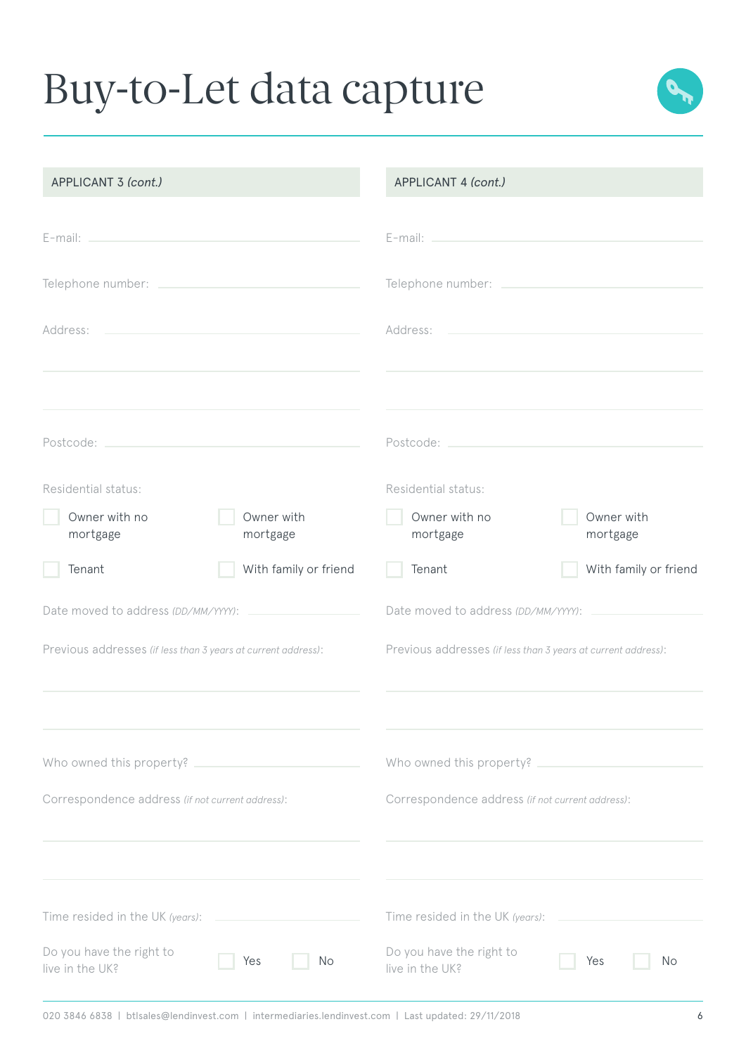# Buy-to-Let data capture

## APPLICANT 3 *(cont.)*

E-mail:

Telephone number:

Address:

Postcode:

Residential status:

- ☐ Owner with no mortgage
- ☐ Owner with mortgage
- ☐ Tenant
- ☐ With family or friend

Date moved to address *(DD/MM/YYYY)*:

Previous addresses *(if less than 3 years at current address)*:

Who owned this property?

Correspondence address *(if not current address)*:

Time resided in the UK *(years)*:

Do you have the right to live in the UK? ☐ Yes ☐ No

## APPLICANT 4 *(cont.)*

E-mail:

Telephone number:

Address:

Postcode:

Residential status:

- ☐ Owner with no mortgage
- ☐ Owner with mortgage
- ☐ Tenant
- ☐ With family or friend

Date moved to address *(DD/MM/YYYY)*:

Previous addresses *(if less than 3 years at current address)*:

Who owned this property?

Correspondence address *(if not current address)*:

Time resided in the UK *(years)*:

Do you have the right to live in the UK? ☐ Yes ☐ No

020 3846 6838 | btlsales@lendinvest.com | intermediaries.lendinvest.com | Last updated: 29/11/2018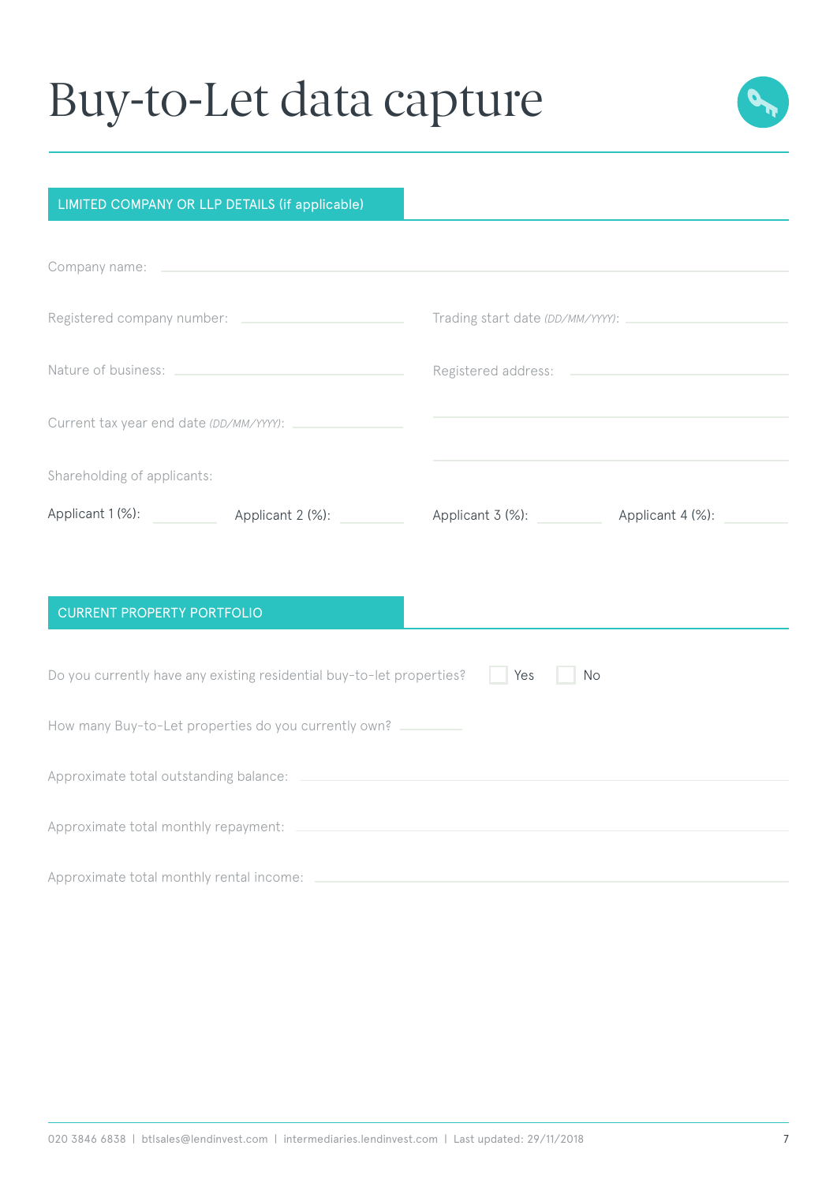# Buy-to-Let data capture

## LIMITED COMPANY OR LLP DETAILS (if applicable)

Company name: \_\_\_\_\_\_\_\_\_\_\_\_\_\_\_\_\_\_\_\_

Registered company number: \_\_\_\_\_\_\_\_\_\_\_\_\_\_\_\_\_\_\_\_

Trading start date *(DD/MM/YYYY)*: \_\_\_\_\_\_\_\_\_\_\_\_\_\_\_\_\_\_\_\_

Nature of business: \_\_\_\_\_\_\_\_\_\_\_\_\_\_\_\_\_\_\_\_

Registered address: \_\_\_\_\_\_\_\_\_\_\_\_\_\_\_\_\_\_\_\_

Current tax year end date *(DD/MM/YYYY)*: \_\_\_\_\_\_\_\_\_\_\_\_\_\_\_\_\_\_\_\_

Shareholding of applicants:

Applicant 1 (%): \_\_\_\_\_\_\_\_ Applicant 2 (%): \_\_\_\_\_\_\_\_ Applicant 3 (%): \_\_\_\_\_\_\_\_ Applicant 4 (%): \_\_\_\_\_\_\_\_

## CURRENT PROPERTY PORTFOLIO

Do you currently have any existing residential buy-to-let properties? ☐ Yes ☐ No

How many Buy-to-Let properties do you currently own? \_\_\_\_\_\_\_\_

Approximate total outstanding balance: \_\_\_\_\_\_\_\_\_\_\_\_\_\_\_\_\_\_\_\_

Approximate total monthly repayment: \_\_\_\_\_\_\_\_\_\_\_\_\_\_\_\_\_\_\_\_

Approximate total monthly rental income: \_\_\_\_\_\_\_\_\_\_\_\_\_\_\_\_\_\_\_\_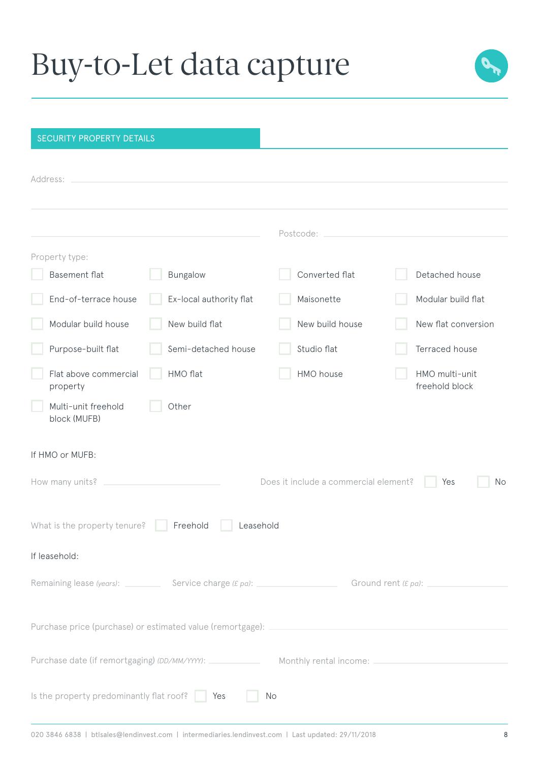# Buy-to-Let data capture

## SECURITY PROPERTY DETAILS

Address: ____________________

____________________

____________________ Postcode: ____________________

Property type:

- ☐ Basement flat
- ☐ Bungalow
- ☐ Converted flat
- ☐ Detached house
- ☐ End-of-terrace house
- ☐ Ex-local authority flat
- ☐ Maisonette
- ☐ Modular build flat
- ☐ Modular build house
- ☐ New build flat
- ☐ New build house
- ☐ New flat conversion
- ☐ Purpose-built flat
- ☐ Semi-detached house
- ☐ Studio flat
- ☐ Terraced house
- ☐ Flat above commercial property
- ☐ HMO flat
- ☐ HMO house
- ☐ HMO multi-unit freehold block
- ☐ Multi-unit freehold block (MUFB)
- ☐ Other

If HMO or MUFB:

How many units? ____________________ Does it include a commercial element? ☐ Yes ☐ No

What is the property tenure? ☐ Freehold ☐ Leasehold

If leasehold:

Remaining lease *(years)*: __________ Service charge *(£ pa)*: __________ Ground rent *(£ pa)*: __________

Purchase price (purchase) or estimated value (remortgage): ____________________

Purchase date (if remortgaging) *(DD/MM/YYYY)*: __________ Monthly rental income: __________

Is the property predominantly flat roof? ☐ Yes ☐ No

020 3846 6838 | btlsales@lendinvest.com | intermediaries.lendinvest.com | Last updated: 29/11/2018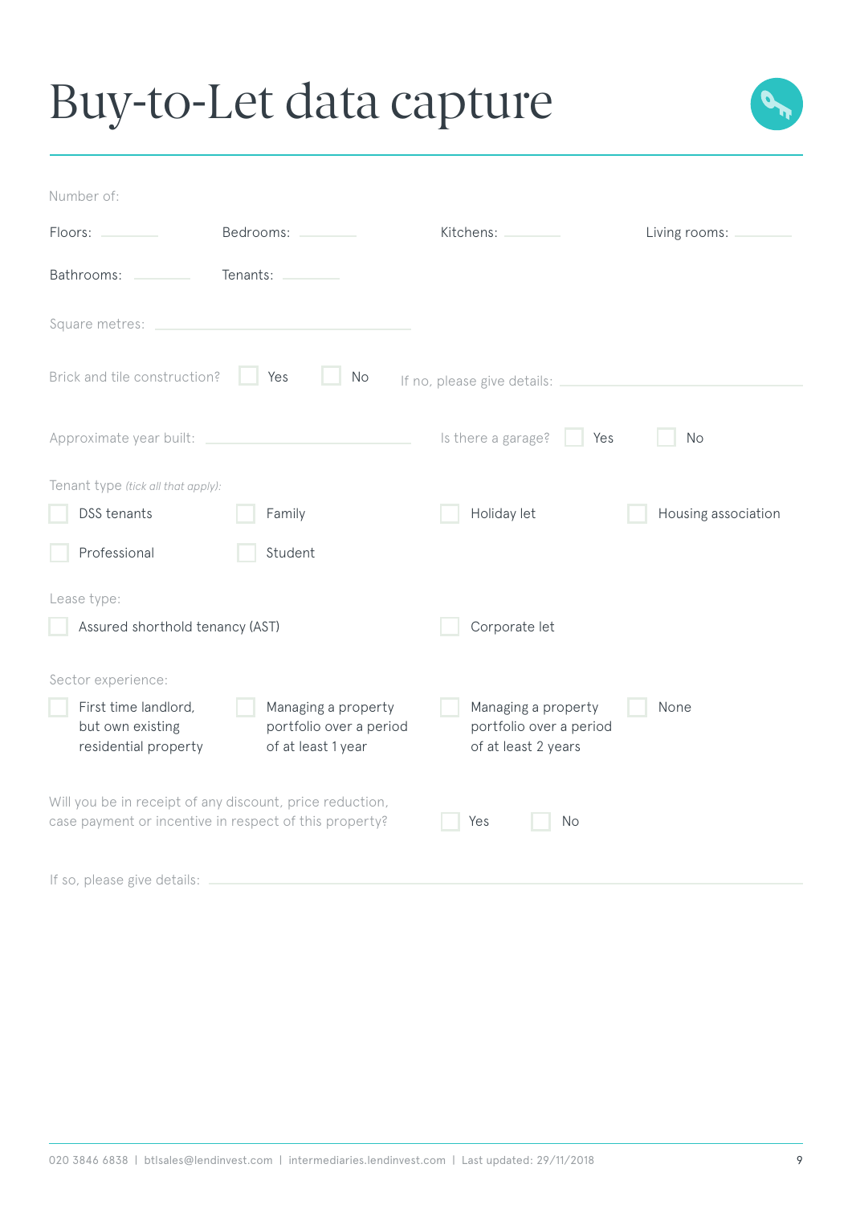# Buy-to-Let data capture

Number of:

Floors: ________ Bedrooms: ________ Kitchens: ________ Living rooms: ________

Bathrooms: ________ Tenants: ________

Square metres: ____________________

Brick and tile construction? ☐ Yes ☐ No If no, please give details: ____________________

Approximate year built: ____________________ Is there a garage? ☐ Yes ☐ No

Tenant type *(tick all that apply)*:

- ☐ DSS tenants
- ☐ Family
- ☐ Holiday let
- ☐ Housing association
- ☐ Professional
- ☐ Student

Lease type:

- ☐ Assured shorthold tenancy (AST)
- ☐ Corporate let

Sector experience:

- ☐ First time landlord, but own existing residential property
- ☐ Managing a property portfolio over a period of at least 1 year
- ☐ Managing a property portfolio over a period of at least 2 years
- ☐ None

Will you be in receipt of any discount, price reduction, case payment or incentive in respect of this property? ☐ Yes ☐ No

If so, please give details: ____________________

020 3846 6838 | btlsales@lendinvest.com | intermediaries.lendinvest.com | Last updated: 29/11/2018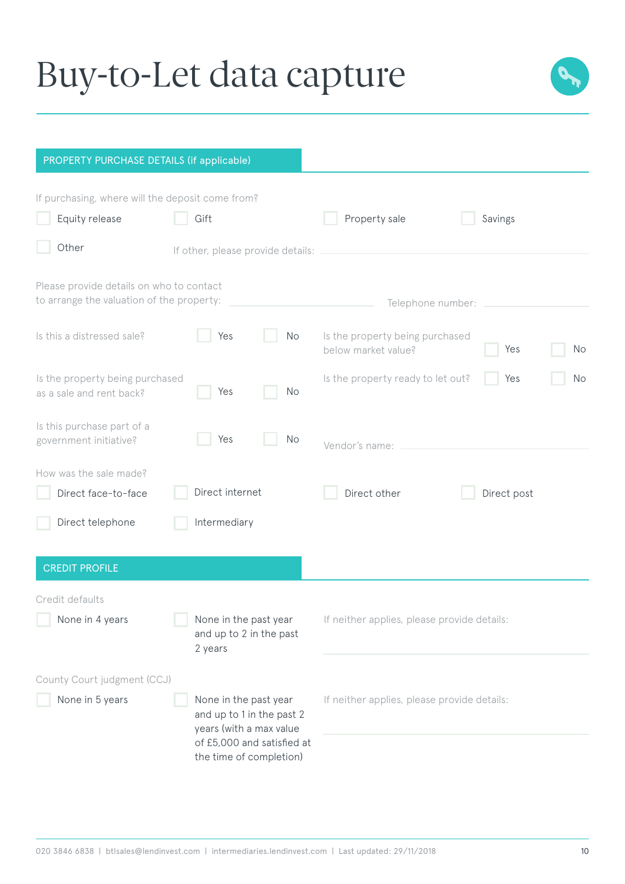# Buy-to-Let data capture

## PROPERTY PURCHASE DETAILS (if applicable)

If purchasing, where will the deposit come from?

- ☐ Equity release
- ☐ Gift
- ☐ Property sale
- ☐ Savings
- ☐ Other

If other, please provide details: ______________________

Please provide details on who to contact to arrange the valuation of the property: ______________________ Telephone number: ______________________

Is this a distressed sale? ☐ Yes ☐ No

Is the property being purchased below market value? ☐ Yes ☐ No

Is the property being purchased as a sale and rent back? ☐ Yes ☐ No

Is the property ready to let out? ☐ Yes ☐ No

Is this purchase part of a government initiative? ☐ Yes ☐ No

Vendor's name: ______________________

How was the sale made?

- ☐ Direct face-to-face
- ☐ Direct internet
- ☐ Direct other
- ☐ Direct post
- ☐ Direct telephone
- ☐ Intermediary

## CREDIT PROFILE

Credit defaults

- ☐ None in 4 years
- ☐ None in the past year and up to 2 in the past 2 years

If neither applies, please provide details: ______________________

County Court judgment (CCJ)

- ☐ None in 5 years
- ☐ None in the past year and up to 1 in the past 2 years (with a max value of £5,000 and satisfied at the time of completion)

If neither applies, please provide details: ______________________

020 3846 6838 | btlsales@lendinvest.com | intermediaries.lendinvest.com | Last updated: 29/11/2018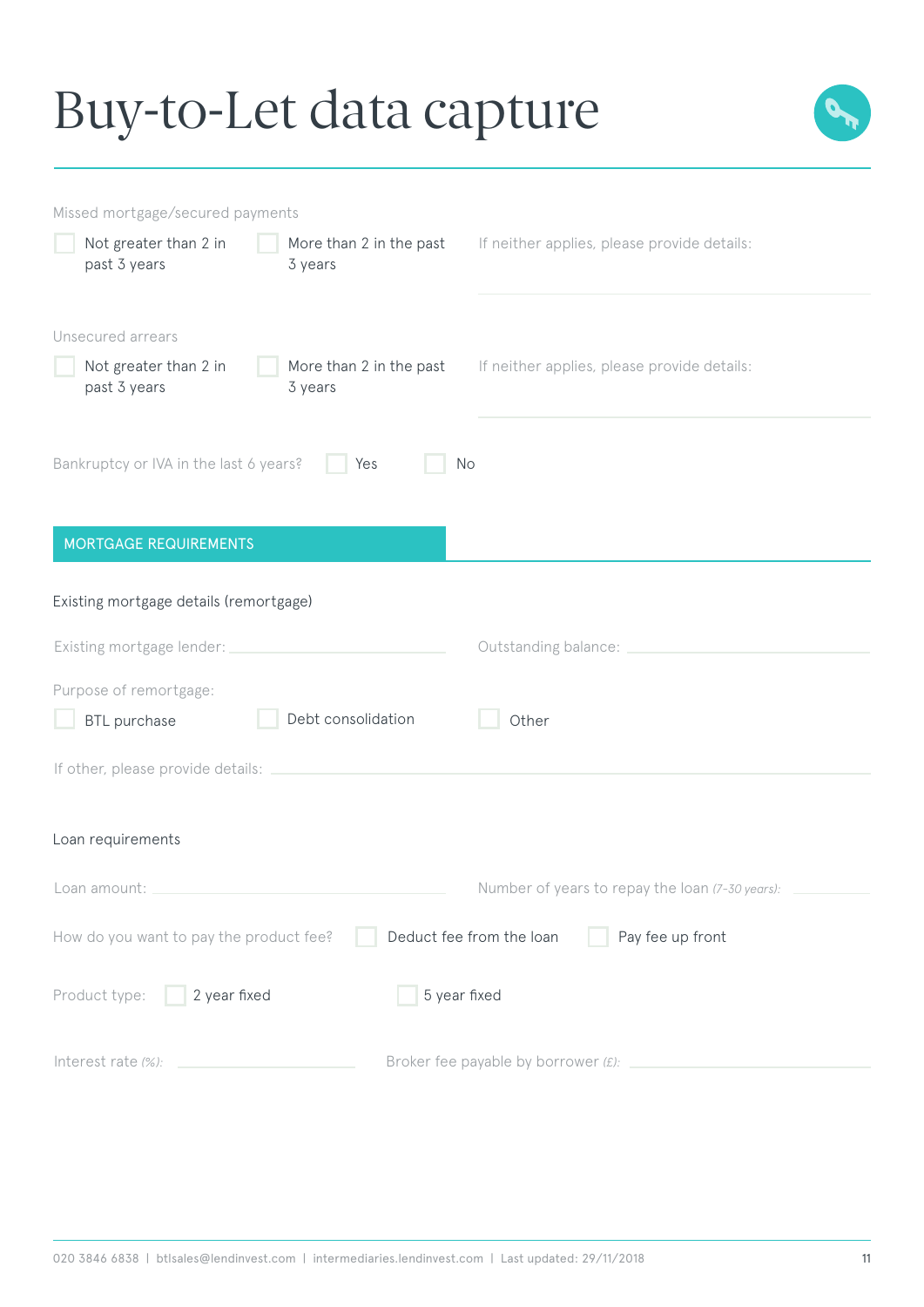# Buy-to-Let data capture

Missed mortgage/secured payments

- [ ] Not greater than 2 in past 3 years
- [ ] More than 2 in the past 3 years

If neither applies, please provide details:

Unsecured arrears

- [ ] Not greater than 2 in past 3 years
- [ ] More than 2 in the past 3 years

If neither applies, please provide details:

Bankruptcy or IVA in the last 6 years? [ ] Yes [ ] No

## MORTGAGE REQUIREMENTS

### Existing mortgage details (remortgage)

Existing mortgage lender: ______________________ Outstanding balance: ______________________

Purpose of remortgage:

- [ ] BTL purchase
- [ ] Debt consolidation
- [ ] Other

If other, please provide details: ______________________

### Loan requirements

Loan amount: ______________________ Number of years to repay the loan *(7–30 years)*: __________

How do you want to pay the product fee? [ ] Deduct fee from the loan [ ] Pay fee up front

Product type: [ ] 2 year fixed [ ] 5 year fixed

Interest rate *(%)*: ______________________ Broker fee payable by borrower *(£)*: ______________________

020 3846 6838 | btlsales@lendinvest.com | intermediaries.lendinvest.com | Last updated: 29/11/2018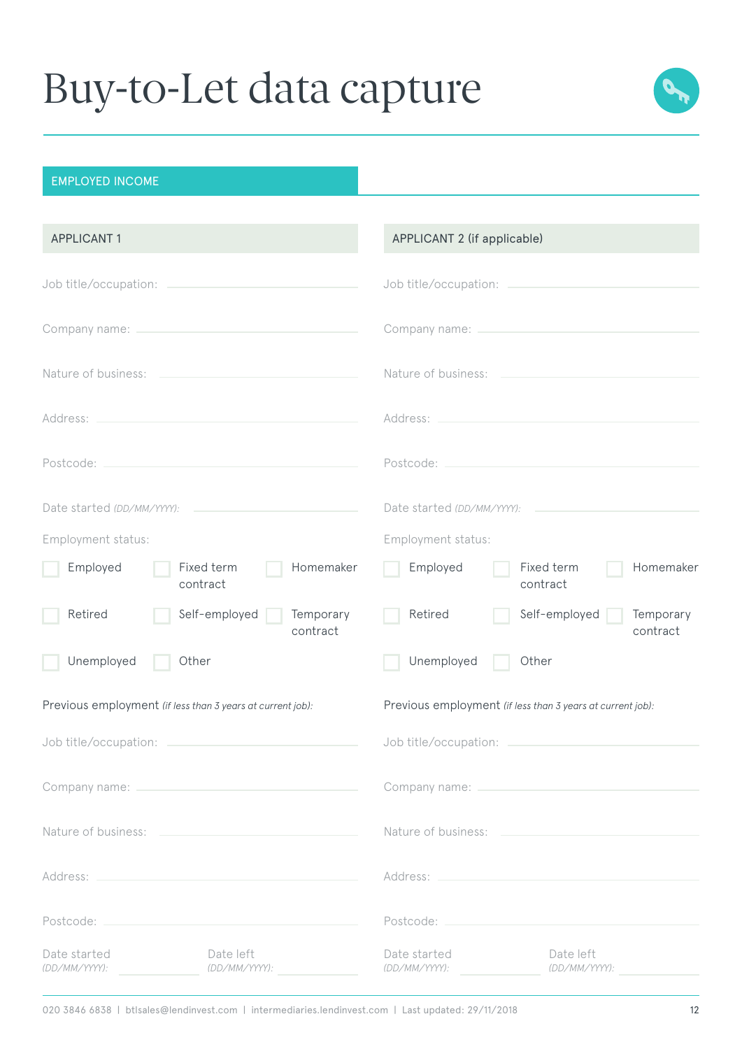# Buy-to-Let data capture

## EMPLOYED INCOME

### APPLICANT 1

Job title/occupation: \_\_\_\_\_\_\_\_\_\_

Company name: \_\_\_\_\_\_\_\_\_\_

Nature of business: \_\_\_\_\_\_\_\_\_\_

Address: \_\_\_\_\_\_\_\_\_\_

Postcode: \_\_\_\_\_\_\_\_\_\_

Date started *(DD/MM/YYYY)*: \_\_\_\_\_\_\_\_\_\_

Employment status:

- ☐ Employed
- ☐ Fixed term contract
- ☐ Homemaker
- ☐ Retired
- ☐ Self-employed
- ☐ Temporary contract
- ☐ Unemployed
- ☐ Other

Previous employment *(if less than 3 years at current job)*:

Job title/occupation: \_\_\_\_\_\_\_\_\_\_

Company name: \_\_\_\_\_\_\_\_\_\_

Nature of business: \_\_\_\_\_\_\_\_\_\_

Address: \_\_\_\_\_\_\_\_\_\_

Postcode: \_\_\_\_\_\_\_\_\_\_

Date started *(DD/MM/YYYY)*: \_\_\_\_\_\_\_\_\_\_ Date left *(DD/MM/YYYY)*: \_\_\_\_\_\_\_\_\_\_

### APPLICANT 2 (if applicable)

Job title/occupation: \_\_\_\_\_\_\_\_\_\_

Company name: \_\_\_\_\_\_\_\_\_\_

Nature of business: \_\_\_\_\_\_\_\_\_\_

Address: \_\_\_\_\_\_\_\_\_\_

Postcode: \_\_\_\_\_\_\_\_\_\_

Date started *(DD/MM/YYYY)*: \_\_\_\_\_\_\_\_\_\_

Employment status:

- ☐ Employed
- ☐ Fixed term contract
- ☐ Homemaker
- ☐ Retired
- ☐ Self-employed
- ☐ Temporary contract
- ☐ Unemployed
- ☐ Other

Previous employment *(if less than 3 years at current job)*:

Job title/occupation: \_\_\_\_\_\_\_\_\_\_

Company name: \_\_\_\_\_\_\_\_\_\_

Nature of business: \_\_\_\_\_\_\_\_\_\_

Address: \_\_\_\_\_\_\_\_\_\_

Postcode: \_\_\_\_\_\_\_\_\_\_

Date started *(DD/MM/YYYY)*: \_\_\_\_\_\_\_\_\_\_ Date left *(DD/MM/YYYY)*: \_\_\_\_\_\_\_\_\_\_

020 3846 6838 | btlsales@lendinvest.com | intermediaries.lendinvest.com | Last updated: 29/11/2018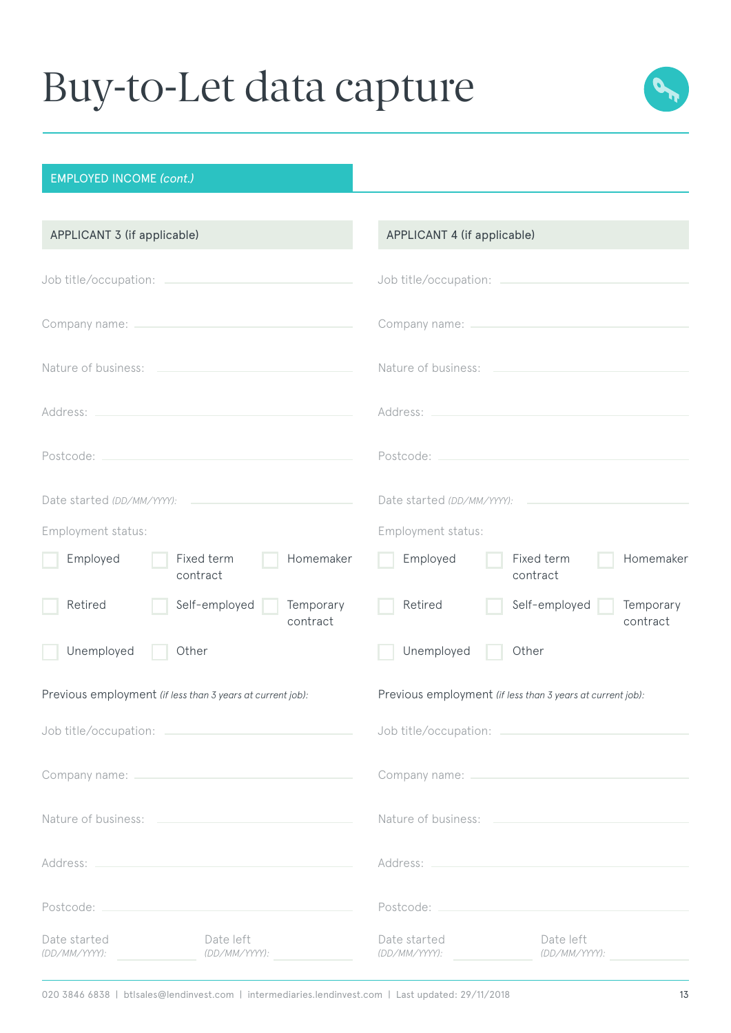# Buy-to-Let data capture

## EMPLOYED INCOME *(cont.)*

### APPLICANT 3 (if applicable)

Job title/occupation:

Company name:

Nature of business:

Address:

Postcode:

Date started *(DD/MM/YYYY)*:

Employment status:

- ☐ Employed
- ☐ Fixed term contract
- ☐ Homemaker
- ☐ Retired
- ☐ Self-employed
- ☐ Temporary contract
- ☐ Unemployed
- ☐ Other

Previous employment *(if less than 3 years at current job)*:

Job title/occupation:

Company name:

Nature of business:

Address:

Postcode:

Date started *(DD/MM/YYYY)*:

Date left *(DD/MM/YYYY)*:

### APPLICANT 4 (if applicable)

Job title/occupation:

Company name:

Nature of business:

Address:

Postcode:

Date started *(DD/MM/YYYY)*:

Employment status:

- ☐ Employed
- ☐ Fixed term contract
- ☐ Homemaker
- ☐ Retired
- ☐ Self-employed
- ☐ Temporary contract
- ☐ Unemployed
- ☐ Other

Previous employment *(if less than 3 years at current job)*:

Job title/occupation:

Company name:

Nature of business:

Address:

Postcode:

Date started *(DD/MM/YYYY)*:

Date left *(DD/MM/YYYY)*:

020 3846 6838 | btlsales@lendinvest.com | intermediaries.lendinvest.com | Last updated: 29/11/2018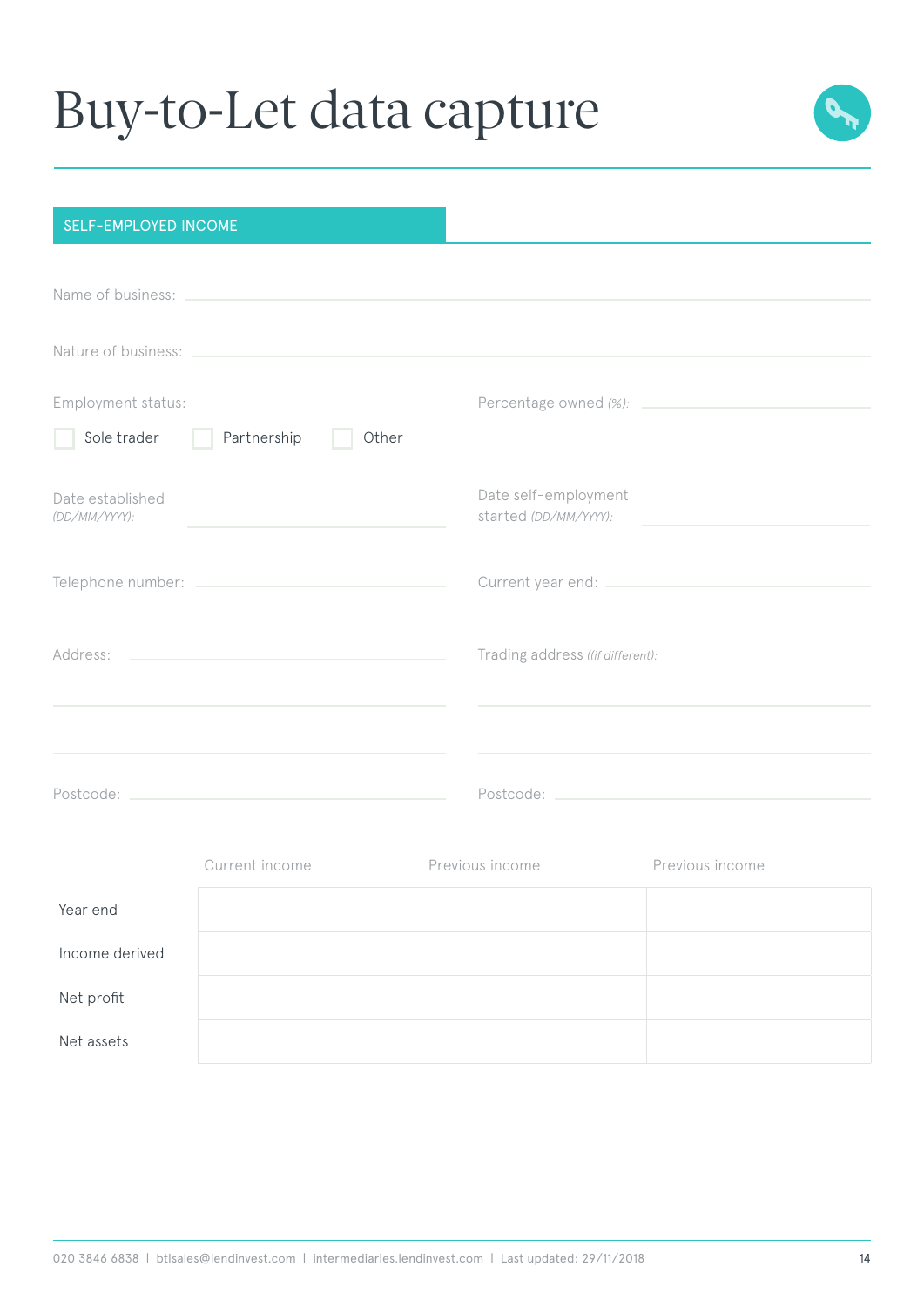# Buy-to-Let data capture

## SELF-EMPLOYED INCOME

Name of business:

Nature of business:

Employment status:

☐ Sole trader ☐ Partnership ☐ Other

Percentage owned *(%)*:

Date established *(DD/MM/YYYY)*:

Date self-employment started *(DD/MM/YYYY)*:

Telephone number:

Current year end:

Address:

Trading address *((if different)*:

Postcode:

Postcode:

| | Current income | Previous income | Previous income |
|---|---|---|---|
| Year end | | | |
| Income derived | | | |
| Net profit | | | |
| Net assets | | | |

020 3846 6838 | btlsales@lendinvest.com | intermediaries.lendinvest.com | Last updated: 29/11/2018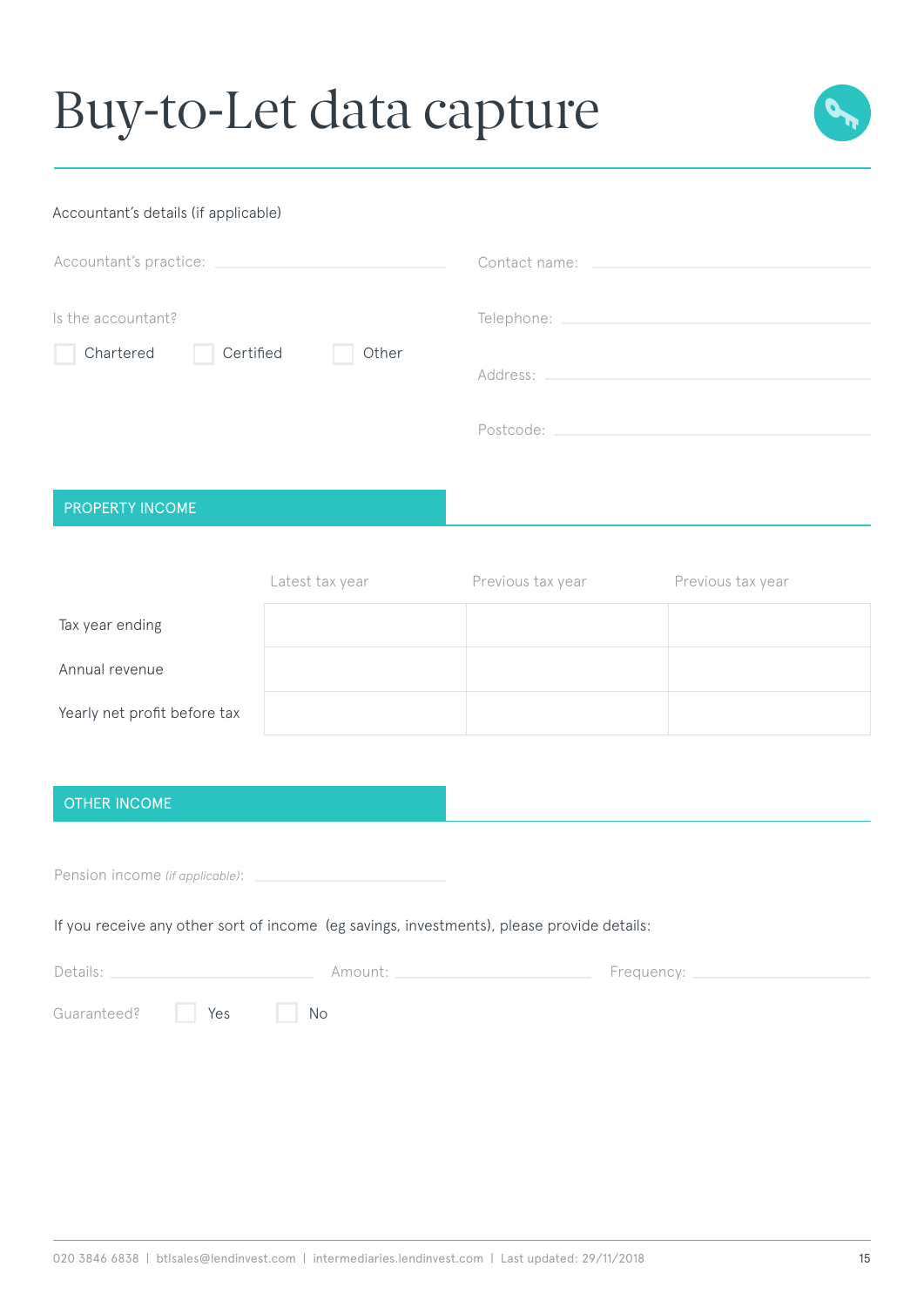# Buy-to-Let data capture

Accountant's details (if applicable)

Accountant's practice: \_\_\_\_\_\_\_\_\_\_\_\_\_\_\_\_\_\_\_\_

Contact name: \_\_\_\_\_\_\_\_\_\_\_\_\_\_\_\_\_\_\_\_

Is the accountant?

☐ Chartered ☐ Certified ☐ Other

Telephone: \_\_\_\_\_\_\_\_\_\_\_\_\_\_\_\_\_\_\_\_

Address: \_\_\_\_\_\_\_\_\_\_\_\_\_\_\_\_\_\_\_\_

Postcode: \_\_\_\_\_\_\_\_\_\_\_\_\_\_\_\_\_\_\_\_

## PROPERTY INCOME

| | Latest tax year | Previous tax year | Previous tax year |
|---|---|---|---|
| Tax year ending | | | |
| Annual revenue | | | |
| Yearly net profit before tax | | | |

## OTHER INCOME

Pension income *(if applicable)*: \_\_\_\_\_\_\_\_\_\_\_\_\_\_\_\_\_\_\_\_

If you receive any other sort of income (eg savings, investments), please provide details:

Details: \_\_\_\_\_\_\_\_\_\_\_\_\_\_\_\_\_\_\_\_ Amount: \_\_\_\_\_\_\_\_\_\_\_\_\_\_\_\_\_\_\_\_ Frequency: \_\_\_\_\_\_\_\_\_\_\_\_\_\_\_\_\_\_\_\_

Guaranteed? ☐ Yes ☐ No

020 3846 6838 | btlsales@lendinvest.com | intermediaries.lendinvest.com | Last updated: 29/11/2018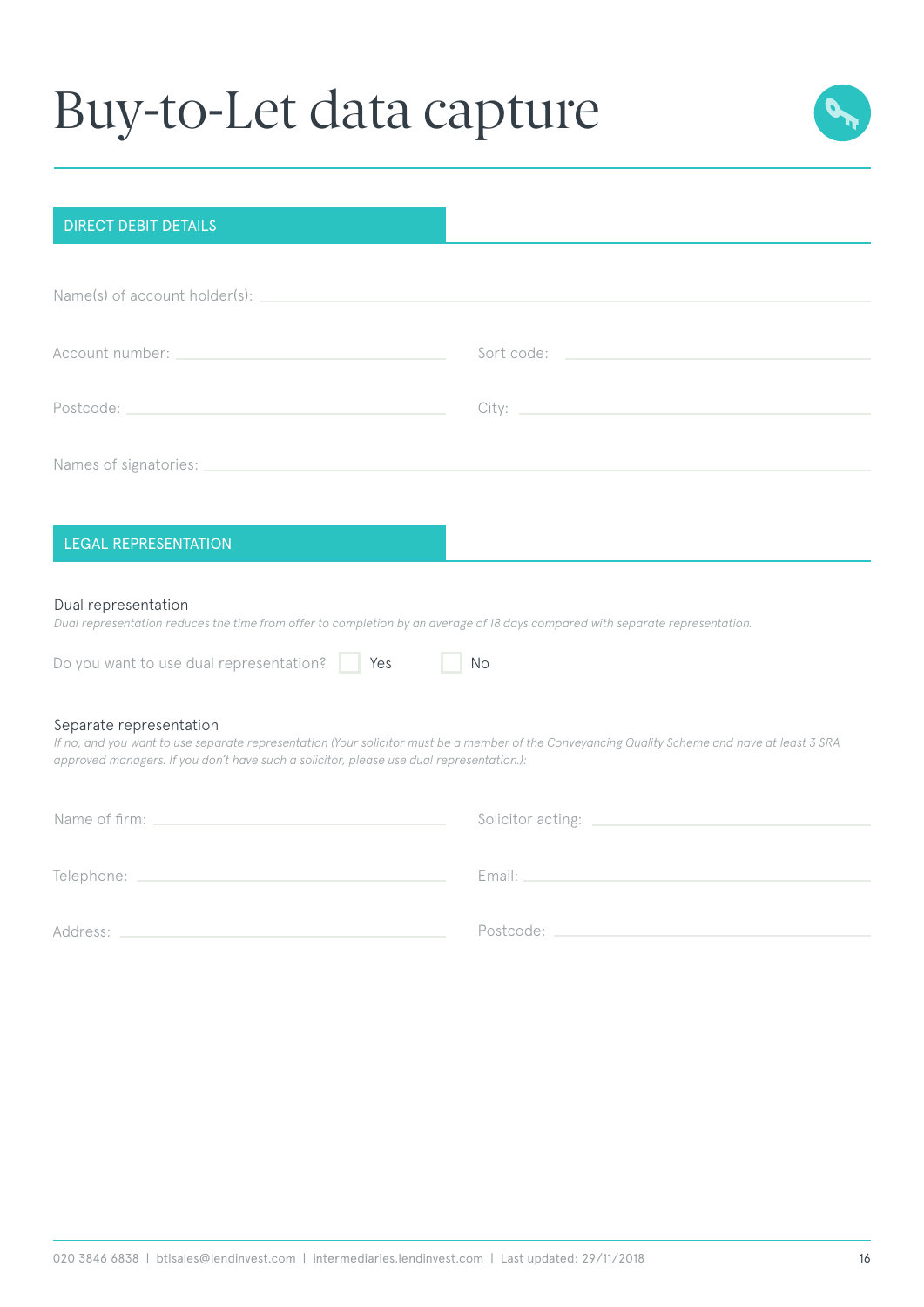# Buy-to-Let data capture

## DIRECT DEBIT DETAILS

Name(s) of account holder(s): \_\_\_\_\_\_\_\_\_\_\_\_\_\_\_\_\_\_\_\_

Account number: \_\_\_\_\_\_\_\_\_\_\_\_\_\_\_\_\_\_\_\_ Sort code: \_\_\_\_\_\_\_\_\_\_\_\_\_\_\_\_\_\_\_\_

Postcode: \_\_\_\_\_\_\_\_\_\_\_\_\_\_\_\_\_\_\_\_ City: \_\_\_\_\_\_\_\_\_\_\_\_\_\_\_\_\_\_\_\_

Names of signatories: \_\_\_\_\_\_\_\_\_\_\_\_\_\_\_\_\_\_\_\_

## LEGAL REPRESENTATION

### Dual representation

*Dual representation reduces the time from offer to completion by an average of 18 days compared with separate representation.*

Do you want to use dual representation? ☐ Yes ☐ No

### Separate representation

*If no, and you want to use separate representation (Your solicitor must be a member of the Conveyancing Quality Scheme and have at least 3 SRA approved managers. If you don't have such a solicitor, please use dual representation.):*

Name of firm: \_\_\_\_\_\_\_\_\_\_\_\_\_\_\_\_\_\_\_\_ Solicitor acting: \_\_\_\_\_\_\_\_\_\_\_\_\_\_\_\_\_\_\_\_

Telephone: \_\_\_\_\_\_\_\_\_\_\_\_\_\_\_\_\_\_\_\_ Email: \_\_\_\_\_\_\_\_\_\_\_\_\_\_\_\_\_\_\_\_

Address: \_\_\_\_\_\_\_\_\_\_\_\_\_\_\_\_\_\_\_\_ Postcode: \_\_\_\_\_\_\_\_\_\_\_\_\_\_\_\_\_\_\_\_

020 3846 6838 | btlsales@lendinvest.com | intermediaries.lendinvest.com | Last updated: 29/11/2018